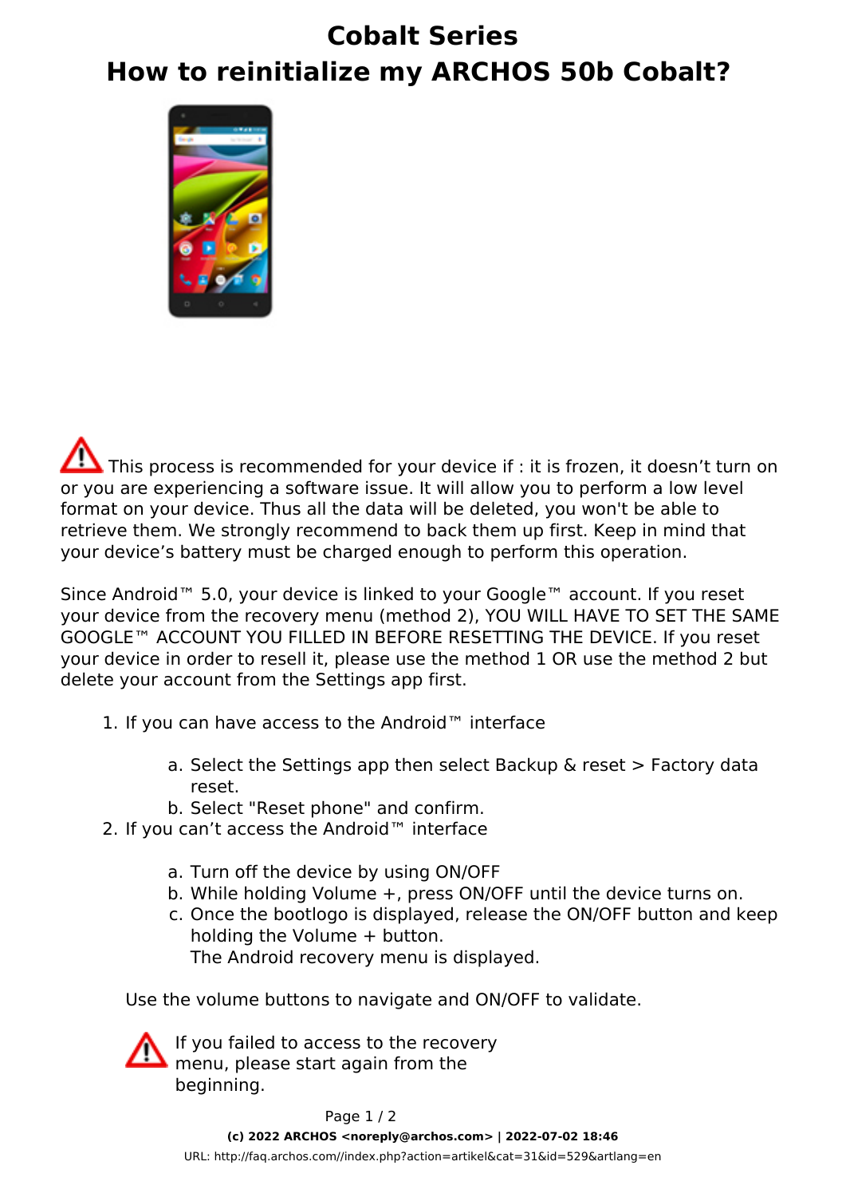# Cobalt Series

# How to reinitialize my ARCHOS 50b Cobalt?

This process is recommended for your device if : it is frozen, it doesn't turn on or you are experiencing a software issue. It will allow you to perform a low level format on your device. Thus all the data will be deleted, you won't be able to retrieve them. We strongly recommend to back them up first. Keep in mind that your device's battery must be charged enough to perform this operation.

Since Android™ 5.0, your device is linked to your Google™ account. If you reset your device from the recovery menu (method 2), YOU WILL HAVE TO SET THE SAME GOOGLE™ ACCOUNT YOU FILLED IN BEFORE RESETTING THE DEVICE. If you reset your device in order to resell it, please use the method 1 OR use the method 2 but delete your account from the Settings app first.

1. If you can have access to the Android™ interface
    a. Select the Settings app then select Backup & reset > Factory data reset.
    b. Select "Reset phone" and confirm.
2. If you can't access the Android™ interface
    a. Turn off the device by using ON/OFF
    b. While holding Volume +, press ON/OFF until the device turns on.
    c. Once the bootlogo is displayed, release the ON/OFF button and keep holding the Volume + button.
       The Android recovery menu is displayed.

   Use the volume buttons to navigate and ON/OFF to validate.

   If you failed to access to the recovery menu, please start again from the beginning.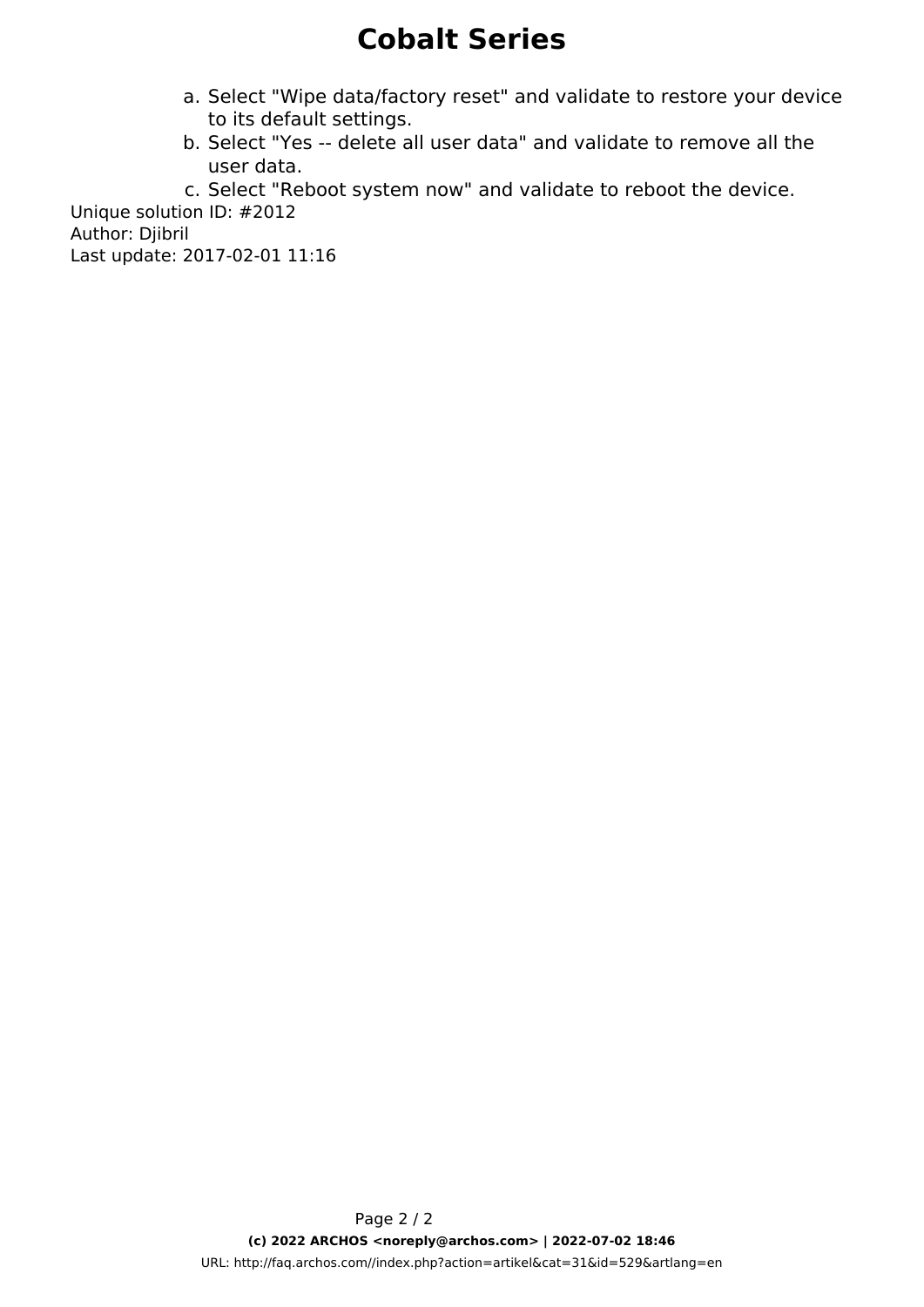a. Select "Wipe data/factory reset" and validate to restore your device to its default settings.
b. Select "Yes -- delete all user data" and validate to remove all the user data.
c. Select "Reboot system now" and validate to reboot the device.

Unique solution ID: #2012
Author: Djibril
Last update: 2017-02-01 11:16